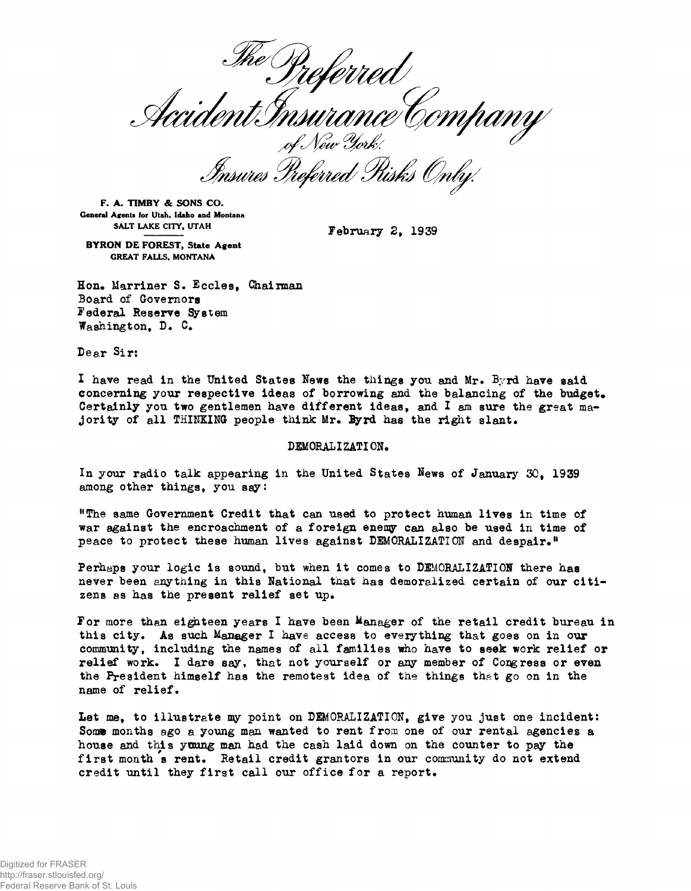*The Preferred Accident Insurance Company of New York*

*Insures Preferred Risks Only*

**F. A. TIMBY & SONS CO.**
General Agents for Utah, Idaho and Montana
SALT LAKE CITY, UTAH

**BYRON DE FOREST, State Agent**
GREAT FALLS, MONTANA

February 2, 1939

Hon. Marriner S. Eccles, Chairman
Board of Governors
Federal Reserve System
Washington, D. C.

Dear Sir:

I have read in the United States News the things you and Mr. Byrd have said concerning your respective ideas of borrowing and the balancing of the budget. Certainly you two gentlemen have different ideas, and I am sure the great majority of all THINKING people think Mr. Byrd has the right slant.

DEMORALIZATION.

In your radio talk appearing in the United States News of January 30, 1939 among other things, you say:

"The same Government Credit that can used to protect human lives in time of war against the encroachment of a foreign enemy can also be used in time of peace to protect these human lives against DEMORALIZATION and despair."

Perhaps your logic is sound, but when it comes to DEMORALIZATION there has never been anything in this National that has demoralized certain of our citizens as has the present relief set up.

For more than eighteen years I have been Manager of the retail credit bureau in this city. As such Manager I have access to everything that goes on in our community, including the names of all families who have to seek work relief or relief work. I dare say, that not yourself or any member of Congress or even the President himself has the remotest idea of the things that go on in the name of relief.

Let me, to illustrate my point on DEMORALIZATION, give you just one incident: Some months ago a young man wanted to rent from one of our rental agencies a house and this young man had the cash laid down on the counter to pay the first month's rent. Retail credit grantors in our community do not extend credit until they first call our office for a report.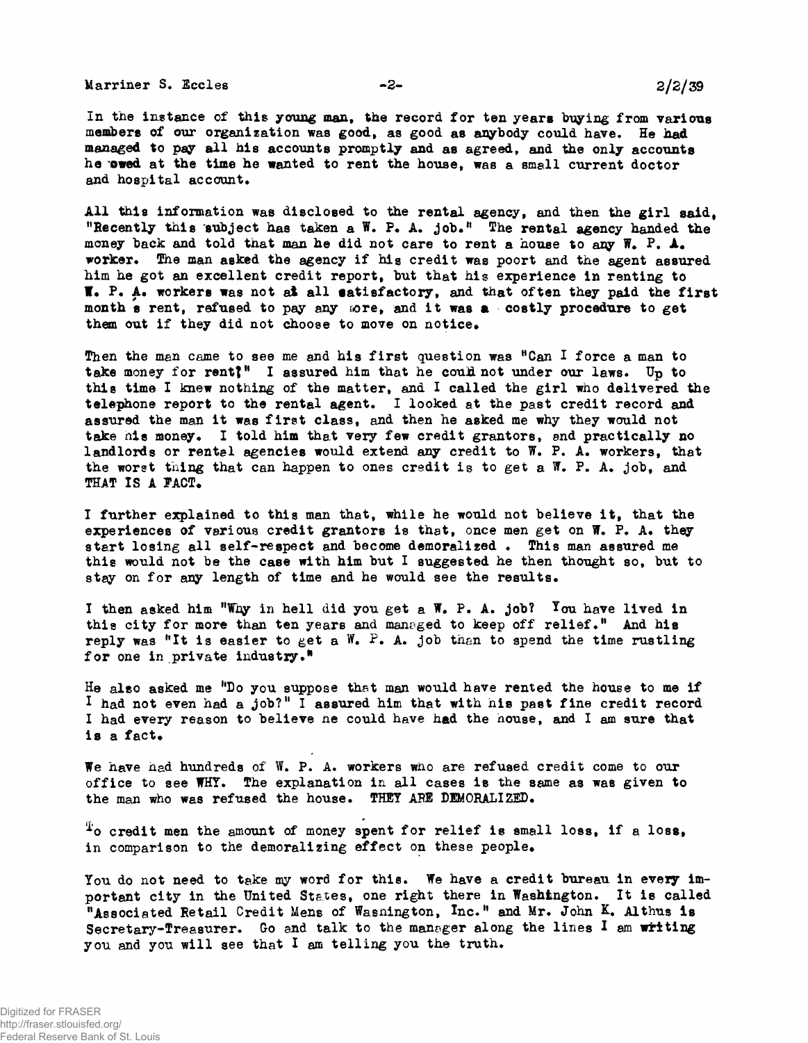In the instance of this young man, the record for ten years buying from various members of our organization was good, as good as anybody could have. He had managed to pay all his accounts promptly and as agreed, and the only accounts he owed at the time he wanted to rent the house, was a small current doctor and hospital account.

All this information was disclosed to the rental agency, and then the girl said, "Recently this subject has taken a W. P. A. job." The rental agency handed the money back and told that man he did not care to rent a house to any W. P. A. worker. The man asked the agency if his credit was poort and the agent assured him he got an excellent credit report, but that his experience in renting to W. P. A. workers was not at all satisfactory, and that often they paid the first month's rent, refused to pay any more, and it was a costly procedure to get them out if they did not choose to move on notice.

Then the man came to see me and his first question was "Can I force a man to take money for rent?" I assured him that he could not under our laws. Up to this time I knew nothing of the matter, and I called the girl who delivered the telephone report to the rental agent. I looked at the past credit record and assured the man it was first class, and then he asked me why they would not take his money. I told him that very few credit grantors, and practically no landlords or rental agencies would extend any credit to W. P. A. workers, that the worst thing that can happen to ones credit is to get a W. P. A. job, and THAT IS A FACT.

I further explained to this man that, while he would not believe it, that the experiences of various credit grantors is that, once men get on W. P. A. they start losing all self-respect and become demoralized . This man assured me this would not be the case with him but I suggested he then thought so, but to stay on for any length of time and he would see the results.

I then asked him "Why in hell did you get a W. P. A. job? You have lived in this city for more than ten years and managed to keep off relief." And his reply was "It is easier to get a W. P. A. job than to spend the time rustling for one in private industry."

He also asked me "Do you suppose that man would have rented the house to me if I had not even had a job?" I assured him that with his past fine credit record I had every reason to believe he could have had the house, and I am sure that is a fact.

We have had hundreds of W. P. A. workers who are refused credit come to our office to see WHY. The explanation in all cases is the same as was given to the man who was refused the house. THEY ARE DEMORALIZED.

To credit men the amount of money spent for relief is small loss, if a loss, in comparison to the demoralizing effect on these people.

You do not need to take my word for this. We have a credit bureau in every important city in the United States, one right there in Washington. It is called "Associated Retail Credit Mens of Washington, Inc." and Mr. John K. Althus is Secretary-Treasurer. Go and talk to the manager along the lines I am writing you and you will see that I am telling you the truth.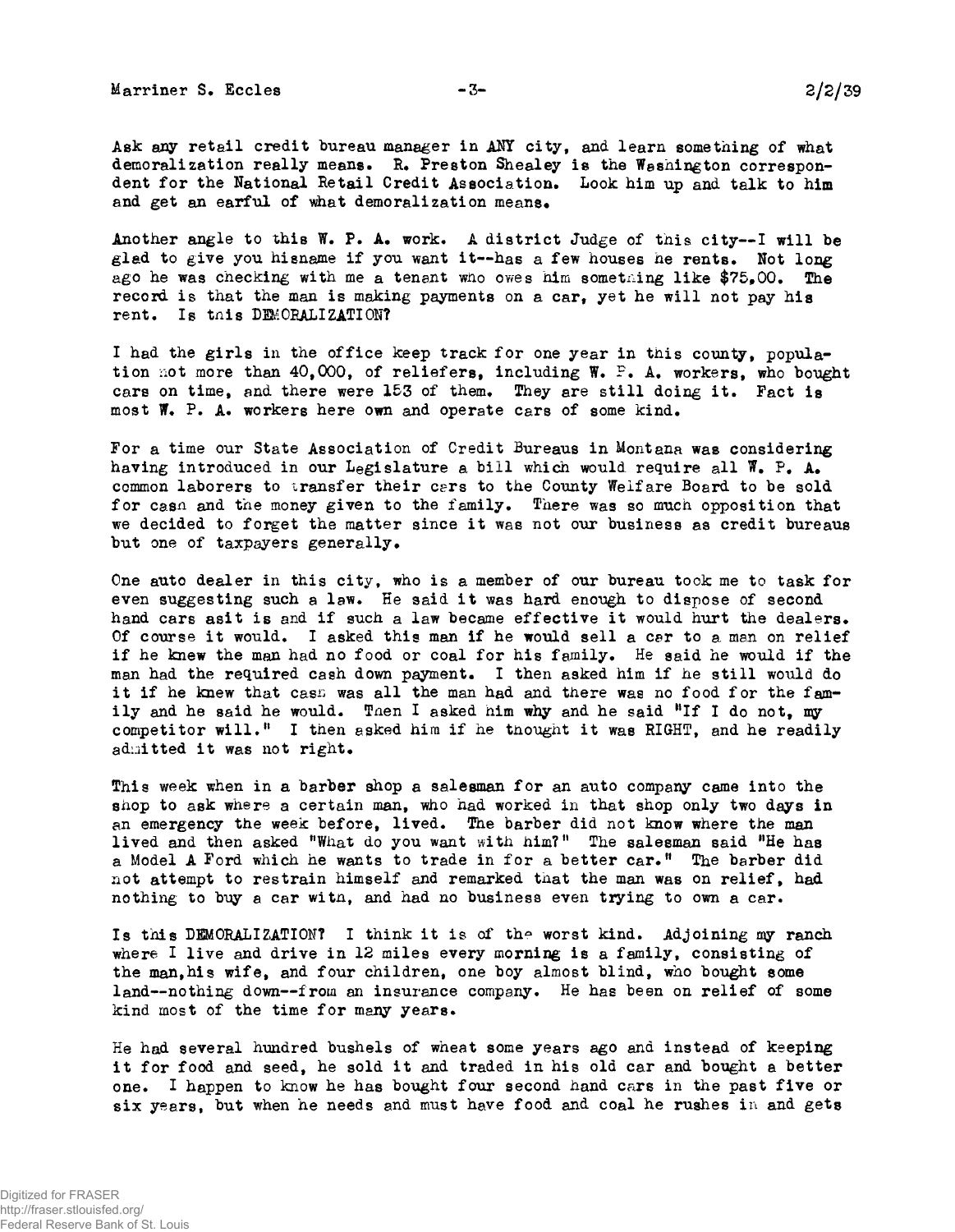Ask any retail credit bureau manager in ANY city, and learn something of what demoralization really means. R. Preston Shealey is the Washington correspondent for the National Retail Credit Association. Look him up and talk to him and get an earful of what demoralization means.

Another angle to this W. P. A. work. A district Judge of this city--I will be glad to give you hisname if you want it--has a few houses he rents. Not long ago he was checking with me a tenant who owes him something like $75.00. The record is that the man is making payments on a car, yet he will not pay his rent. Is this DEMORALIZATION?

I had the girls in the office keep track for one year in this county, population not more than 40,000, of reliefers, including W. P. A. workers, who bought cars on time, and there were 153 of them. They are still doing it. Fact is most W. P. A. workers here own and operate cars of some kind.

For a time our State Association of Credit Bureaus in Montana was considering having introduced in our Legislature a bill which would require all W. P. A. common laborers to transfer their cars to the County Welfare Board to be sold for cash and the money given to the family. There was so much opposition that we decided to forget the matter since it was not our business as credit bureaus but one of taxpayers generally.

One auto dealer in this city, who is a member of our bureau took me to task for even suggesting such a law. He said it was hard enough to dispose of second hand cars asit is and if such a law became effective it would hurt the dealers. Of course it would. I asked this man if he would sell a car to a man on relief if he knew the man had no food or coal for his family. He said he would if the man had the required cash down payment. I then asked him if he still would do it if he knew that cash was all the man had and there was no food for the family and he said he would. Then I asked him why and he said "If I do not, my competitor will." I then asked him if he thought it was RIGHT, and he readily admitted it was not right.

This week when in a barber shop a salesman for an auto company came into the shop to ask where a certain man, who had worked in that shop only two days in an emergency the week before, lived. The barber did not know where the man lived and then asked "What do you want with him?" The salesman said "He has a Model A Ford which he wants to trade in for a better car." The barber did not attempt to restrain himself and remarked that the man was on relief, had nothing to buy a car with, and had no business even trying to own a car.

Is this DEMORALIZATION? I think it is of the worst kind. Adjoining my ranch where I live and drive in 12 miles every morning is a family, consisting of the man,his wife, and four children, one boy almost blind, who bought some land--nothing down--from an insurance company. He has been on relief of some kind most of the time for many years.

He had several hundred bushels of wheat some years ago and instead of keeping it for food and seed, he sold it and traded in his old car and bought a better one. I happen to know he has bought four second hand cars in the past five or six years, but when he needs and must have food and coal he rushes in and gets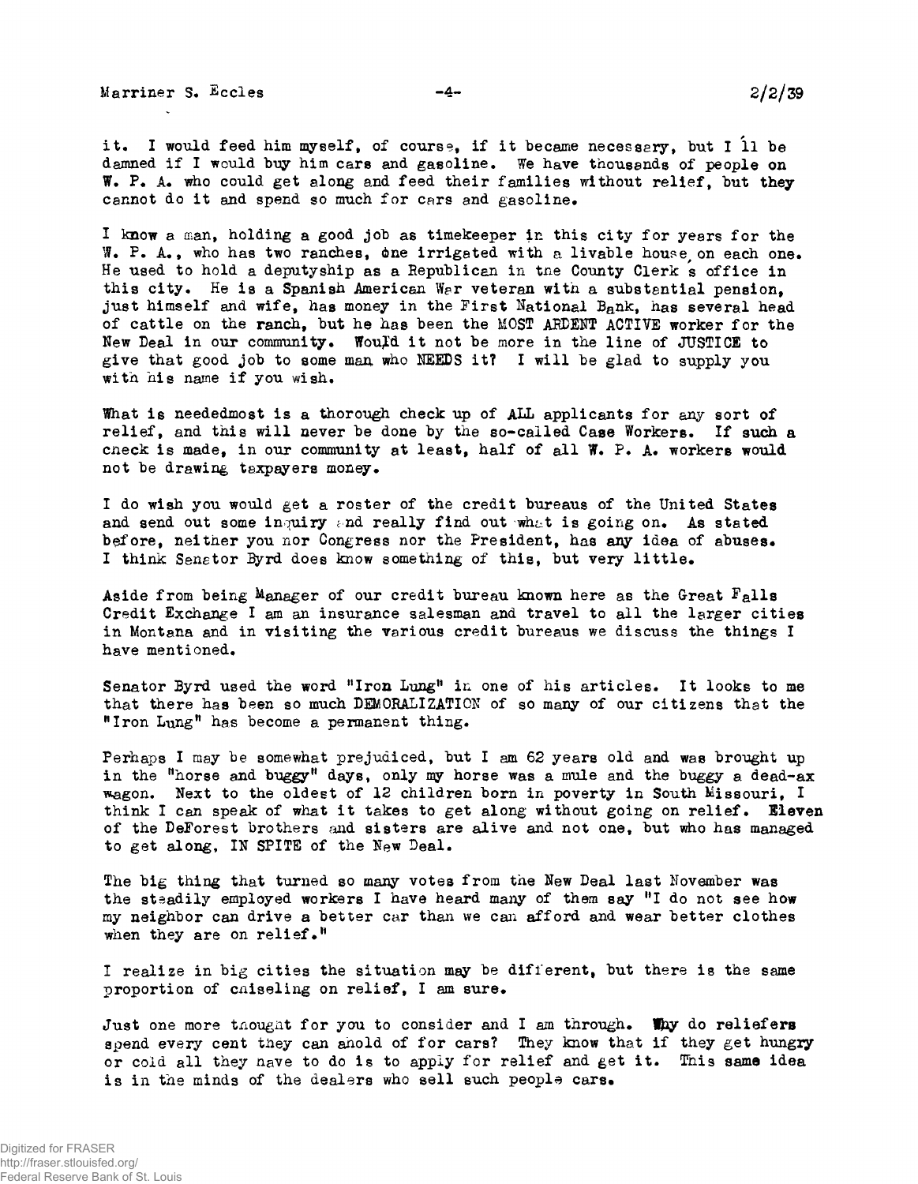it. I would feed him myself, of course, if it became necessary, but I'll be damned if I would buy him cars and gasoline. We have thousands of people on W. P. A. who could get along and feed their families without relief, but they cannot do it and spend so much for cars and gasoline.

I know a man, holding a good job as timekeeper in this city for years for the W. P. A., who has two ranches, one irrigated with a livable house on each one. He used to hold a deputyship as a Republican in the County Clerk's office in this city. He is a Spanish American War veteran with a substantial pension, just himself and wife, has money in the First National Bank, has several head of cattle on the ranch, but he has been the MOST ARDENT ACTIVE worker for the New Deal in our community. Would it not be more in the line of JUSTICE to give that good job to some man who NEEDS it? I will be glad to supply you with his name if you wish.

What is neededmost is a thorough check up of ALL applicants for any sort of relief, and this will never be done by the so-called Case Workers. If such a check is made, in our community at least, half of all W. P. A. workers would not be drawing taxpayers money.

I do wish you would get a roster of the credit bureaus of the United States and send out some inquiry and really find out what is going on. As stated before, neither you nor Congress nor the President, has any idea of abuses. I think Senator Byrd does know something of this, but very little.

Aside from being Manager of our credit bureau known here as the Great Falls Credit Exchange I am an insurance salesman and travel to all the larger cities in Montana and in visiting the various credit bureaus we discuss the things I have mentioned.

Senator Byrd used the word "Iron Lung" in one of his articles. It looks to me that there has been so much DEMORALIZATION of so many of our citizens that the "Iron Lung" has become a permanent thing.

Perhaps I may be somewhat prejudiced, but I am 62 years old and was brought up in the "horse and buggy" days, only my horse was a mule and the buggy a dead-ax wagon. Next to the oldest of 12 children born in poverty in South Missouri, I think I can speak of what it takes to get along without going on relief. Eleven of the DeForest brothers and sisters are alive and not one, but who has managed to get along, IN SPITE of the New Deal.

The big thing that turned so many votes from the New Deal last November was the steadily employed workers I have heard many of them say "I do not see how my neighbor can drive a better car than we can afford and wear better clothes when they are on relief."

I realize in big cities the situation may be different, but there is the same proportion of chiseling on relief, I am sure.

Just one more thought for you to consider and I am through. Why do reliefers spend every cent they can ahold of for cars? They know that if they get hungry or cold all they have to do is to apply for relief and get it. This same idea is in the minds of the dealers who sell such people cars.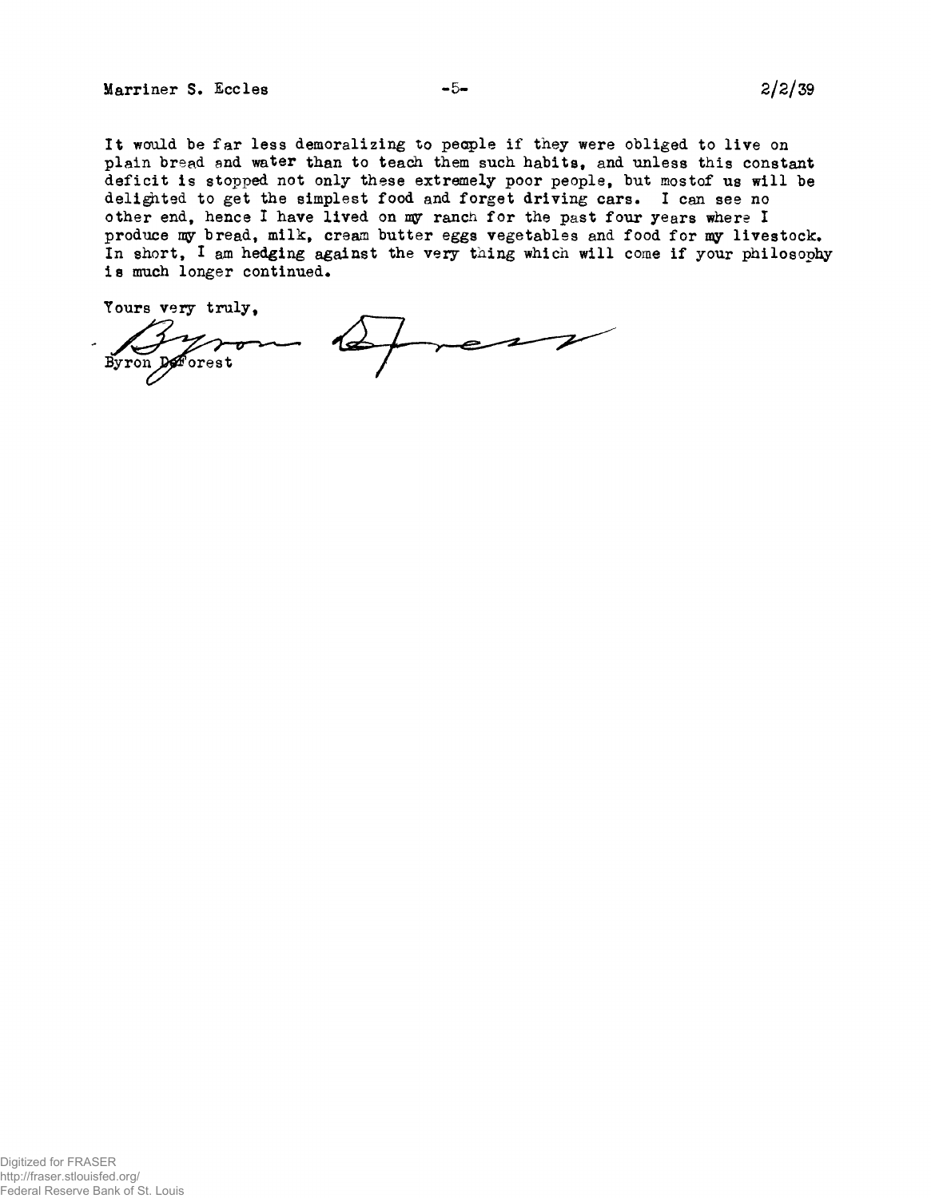It would be far less demoralizing to people if they were obliged to live on plain bread and water than to teach them such habits, and unless this constant deficit is stopped not only these extremely poor people, but mostof us will be delighted to get the simplest food and forget driving cars. I can see no other end, hence I have lived on my ranch for the past four years where I produce my bread, milk, cream butter eggs vegetables and food for my livestock. In short, I am hedging against the very thing which will come if your philosophy is much longer continued.

Yours very truly,

Byron DeForest

Byron DeForest